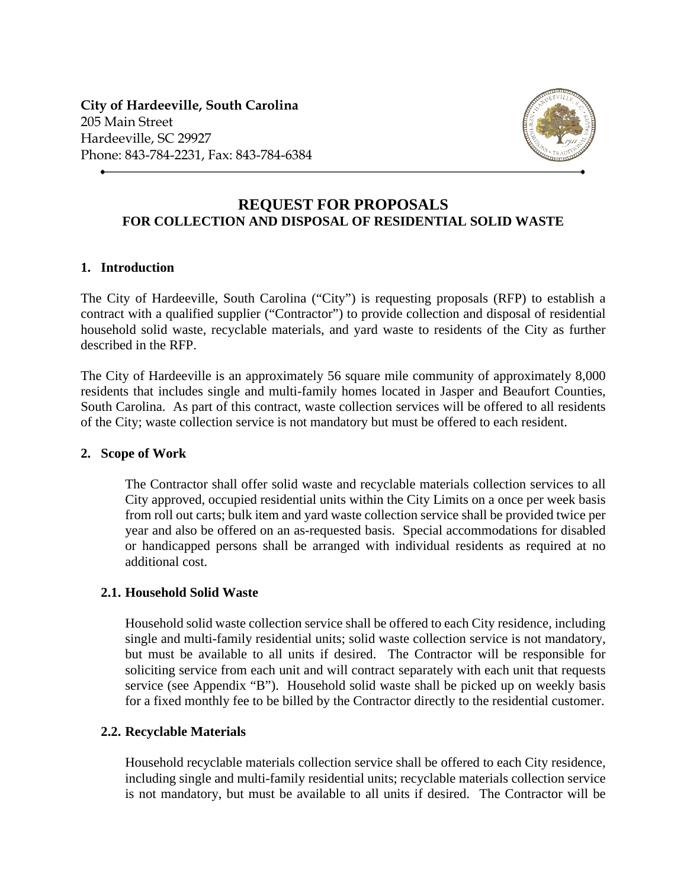**City of Hardeeville, South Carolina**
205 Main Street
Hardeeville, SC 29927
Phone: 843-784-2231, Fax: 843-784-6384

# REQUEST FOR PROPOSALS
## FOR COLLECTION AND DISPOSAL OF RESIDENTIAL SOLID WASTE

### 1. Introduction

The City of Hardeeville, South Carolina ("City") is requesting proposals (RFP) to establish a contract with a qualified supplier ("Contractor") to provide collection and disposal of residential household solid waste, recyclable materials, and yard waste to residents of the City as further described in the RFP.

The City of Hardeeville is an approximately 56 square mile community of approximately 8,000 residents that includes single and multi-family homes located in Jasper and Beaufort Counties, South Carolina. As part of this contract, waste collection services will be offered to all residents of the City; waste collection service is not mandatory but must be offered to each resident.

### 2. Scope of Work

The Contractor shall offer solid waste and recyclable materials collection services to all City approved, occupied residential units within the City Limits on a once per week basis from roll out carts; bulk item and yard waste collection service shall be provided twice per year and also be offered on an as-requested basis. Special accommodations for disabled or handicapped persons shall be arranged with individual residents as required at no additional cost.

#### 2.1. Household Solid Waste

Household solid waste collection service shall be offered to each City residence, including single and multi-family residential units; solid waste collection service is not mandatory, but must be available to all units if desired. The Contractor will be responsible for soliciting service from each unit and will contract separately with each unit that requests service (see Appendix "B"). Household solid waste shall be picked up on weekly basis for a fixed monthly fee to be billed by the Contractor directly to the residential customer.

#### 2.2. Recyclable Materials

Household recyclable materials collection service shall be offered to each City residence, including single and multi-family residential units; recyclable materials collection service is not mandatory, but must be available to all units if desired. The Contractor will be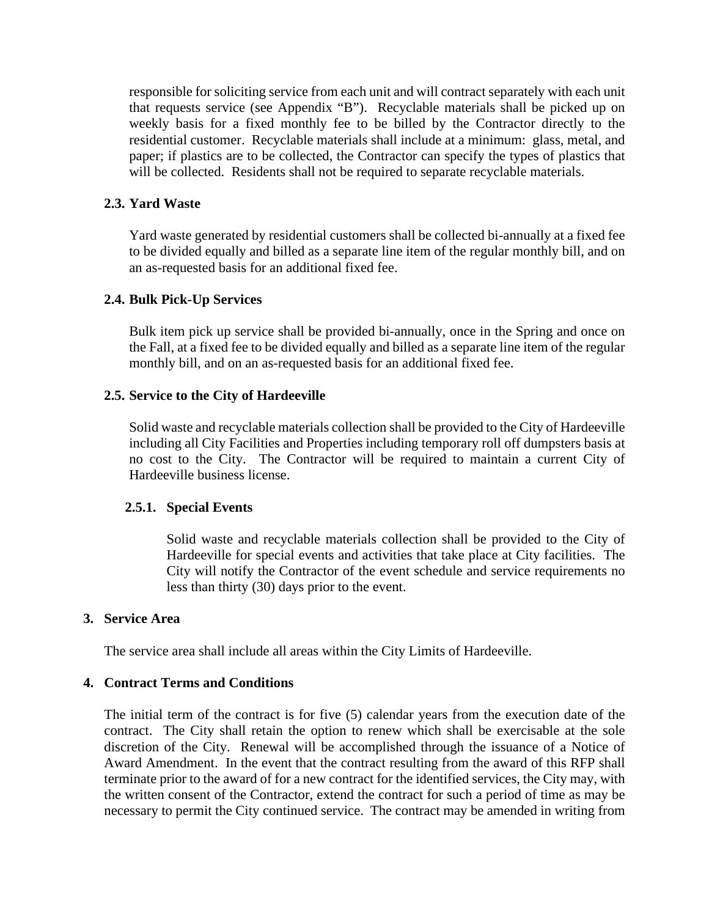responsible for soliciting service from each unit and will contract separately with each unit that requests service (see Appendix "B"). Recyclable materials shall be picked up on weekly basis for a fixed monthly fee to be billed by the Contractor directly to the residential customer. Recyclable materials shall include at a minimum: glass, metal, and paper; if plastics are to be collected, the Contractor can specify the types of plastics that will be collected. Residents shall not be required to separate recyclable materials.

### 2.3. Yard Waste

Yard waste generated by residential customers shall be collected bi-annually at a fixed fee to be divided equally and billed as a separate line item of the regular monthly bill, and on an as-requested basis for an additional fixed fee.

### 2.4. Bulk Pick-Up Services

Bulk item pick up service shall be provided bi-annually, once in the Spring and once on the Fall, at a fixed fee to be divided equally and billed as a separate line item of the regular monthly bill, and on an as-requested basis for an additional fixed fee.

### 2.5. Service to the City of Hardeeville

Solid waste and recyclable materials collection shall be provided to the City of Hardeeville including all City Facilities and Properties including temporary roll off dumpsters basis at no cost to the City. The Contractor will be required to maintain a current City of Hardeeville business license.

#### 2.5.1. Special Events

Solid waste and recyclable materials collection shall be provided to the City of Hardeeville for special events and activities that take place at City facilities. The City will notify the Contractor of the event schedule and service requirements no less than thirty (30) days prior to the event.

## 3. Service Area

The service area shall include all areas within the City Limits of Hardeeville.

## 4. Contract Terms and Conditions

The initial term of the contract is for five (5) calendar years from the execution date of the contract. The City shall retain the option to renew which shall be exercisable at the sole discretion of the City. Renewal will be accomplished through the issuance of a Notice of Award Amendment. In the event that the contract resulting from the award of this RFP shall terminate prior to the award of for a new contract for the identified services, the City may, with the written consent of the Contractor, extend the contract for such a period of time as may be necessary to permit the City continued service. The contract may be amended in writing from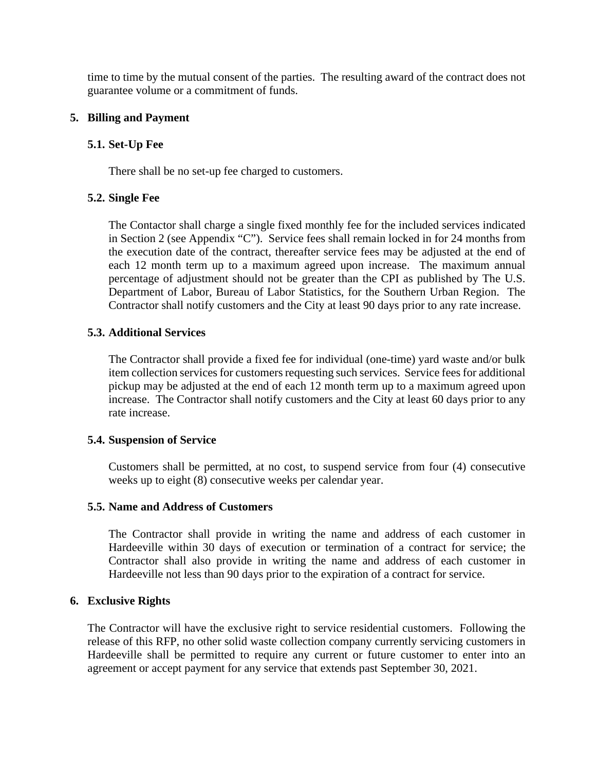time to time by the mutual consent of the parties. The resulting award of the contract does not guarantee volume or a commitment of funds.

## 5. Billing and Payment

### 5.1. Set-Up Fee

There shall be no set-up fee charged to customers.

### 5.2. Single Fee

The Contactor shall charge a single fixed monthly fee for the included services indicated in Section 2 (see Appendix "C"). Service fees shall remain locked in for 24 months from the execution date of the contract, thereafter service fees may be adjusted at the end of each 12 month term up to a maximum agreed upon increase. The maximum annual percentage of adjustment should not be greater than the CPI as published by The U.S. Department of Labor, Bureau of Labor Statistics, for the Southern Urban Region. The Contractor shall notify customers and the City at least 90 days prior to any rate increase.

### 5.3. Additional Services

The Contractor shall provide a fixed fee for individual (one-time) yard waste and/or bulk item collection services for customers requesting such services. Service fees for additional pickup may be adjusted at the end of each 12 month term up to a maximum agreed upon increase. The Contractor shall notify customers and the City at least 60 days prior to any rate increase.

### 5.4. Suspension of Service

Customers shall be permitted, at no cost, to suspend service from four (4) consecutive weeks up to eight (8) consecutive weeks per calendar year.

### 5.5. Name and Address of Customers

The Contractor shall provide in writing the name and address of each customer in Hardeeville within 30 days of execution or termination of a contract for service; the Contractor shall also provide in writing the name and address of each customer in Hardeeville not less than 90 days prior to the expiration of a contract for service.

## 6. Exclusive Rights

The Contractor will have the exclusive right to service residential customers. Following the release of this RFP, no other solid waste collection company currently servicing customers in Hardeeville shall be permitted to require any current or future customer to enter into an agreement or accept payment for any service that extends past September 30, 2021.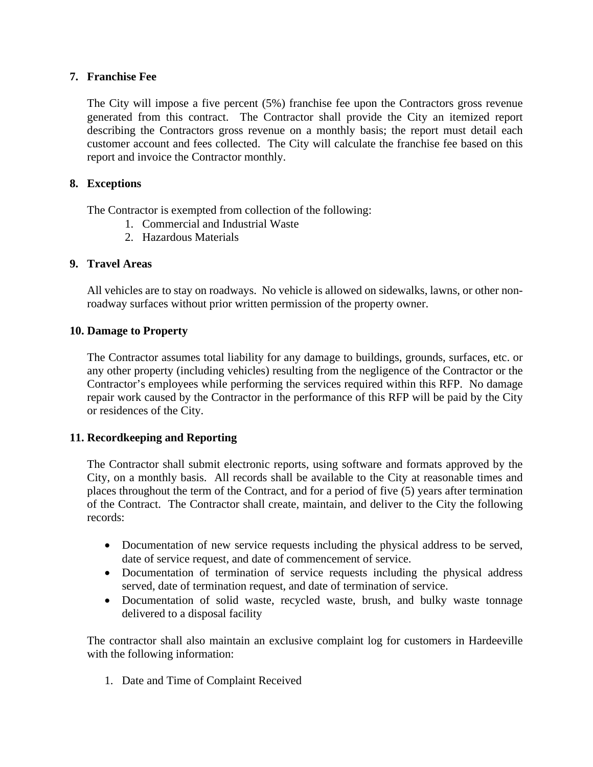**7. Franchise Fee**

The City will impose a five percent (5%) franchise fee upon the Contractors gross revenue generated from this contract. The Contractor shall provide the City an itemized report describing the Contractors gross revenue on a monthly basis; the report must detail each customer account and fees collected. The City will calculate the franchise fee based on this report and invoice the Contractor monthly.

**8. Exceptions**

The Contractor is exempted from collection of the following:

1. Commercial and Industrial Waste
2. Hazardous Materials

**9. Travel Areas**

All vehicles are to stay on roadways. No vehicle is allowed on sidewalks, lawns, or other non-roadway surfaces without prior written permission of the property owner.

**10. Damage to Property**

The Contractor assumes total liability for any damage to buildings, grounds, surfaces, etc. or any other property (including vehicles) resulting from the negligence of the Contractor or the Contractor's employees while performing the services required within this RFP. No damage repair work caused by the Contractor in the performance of this RFP will be paid by the City or residences of the City.

**11. Recordkeeping and Reporting**

The Contractor shall submit electronic reports, using software and formats approved by the City, on a monthly basis. All records shall be available to the City at reasonable times and places throughout the term of the Contract, and for a period of five (5) years after termination of the Contract. The Contractor shall create, maintain, and deliver to the City the following records:

- Documentation of new service requests including the physical address to be served, date of service request, and date of commencement of service.
- Documentation of termination of service requests including the physical address served, date of termination request, and date of termination of service.
- Documentation of solid waste, recycled waste, brush, and bulky waste tonnage delivered to a disposal facility

The contractor shall also maintain an exclusive complaint log for customers in Hardeeville with the following information:

1. Date and Time of Complaint Received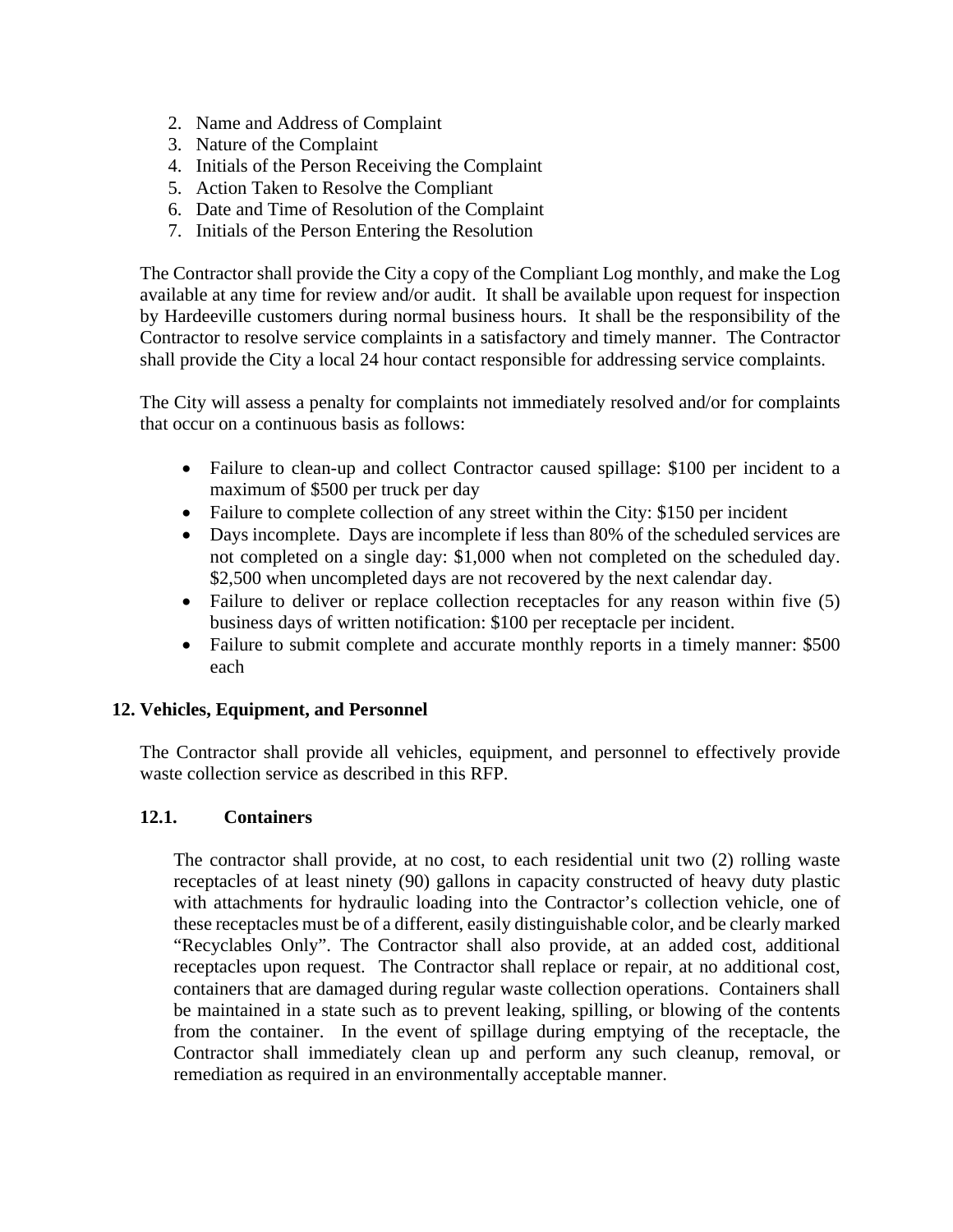2. Name and Address of Complaint
3. Nature of the Complaint
4. Initials of the Person Receiving the Complaint
5. Action Taken to Resolve the Compliant
6. Date and Time of Resolution of the Complaint
7. Initials of the Person Entering the Resolution

The Contractor shall provide the City a copy of the Compliant Log monthly, and make the Log available at any time for review and/or audit. It shall be available upon request for inspection by Hardeeville customers during normal business hours. It shall be the responsibility of the Contractor to resolve service complaints in a satisfactory and timely manner. The Contractor shall provide the City a local 24 hour contact responsible for addressing service complaints.

The City will assess a penalty for complaints not immediately resolved and/or for complaints that occur on a continuous basis as follows:

- Failure to clean-up and collect Contractor caused spillage: $100 per incident to a maximum of $500 per truck per day
- Failure to complete collection of any street within the City: $150 per incident
- Days incomplete. Days are incomplete if less than 80% of the scheduled services are not completed on a single day: $1,000 when not completed on the scheduled day. $2,500 when uncompleted days are not recovered by the next calendar day.
- Failure to deliver or replace collection receptacles for any reason within five (5) business days of written notification: $100 per receptacle per incident.
- Failure to submit complete and accurate monthly reports in a timely manner: $500 each

## 12. Vehicles, Equipment, and Personnel

The Contractor shall provide all vehicles, equipment, and personnel to effectively provide waste collection service as described in this RFP.

### 12.1. Containers

The contractor shall provide, at no cost, to each residential unit two (2) rolling waste receptacles of at least ninety (90) gallons in capacity constructed of heavy duty plastic with attachments for hydraulic loading into the Contractor's collection vehicle, one of these receptacles must be of a different, easily distinguishable color, and be clearly marked "Recyclables Only". The Contractor shall also provide, at an added cost, additional receptacles upon request. The Contractor shall replace or repair, at no additional cost, containers that are damaged during regular waste collection operations. Containers shall be maintained in a state such as to prevent leaking, spilling, or blowing of the contents from the container. In the event of spillage during emptying of the receptacle, the Contractor shall immediately clean up and perform any such cleanup, removal, or remediation as required in an environmentally acceptable manner.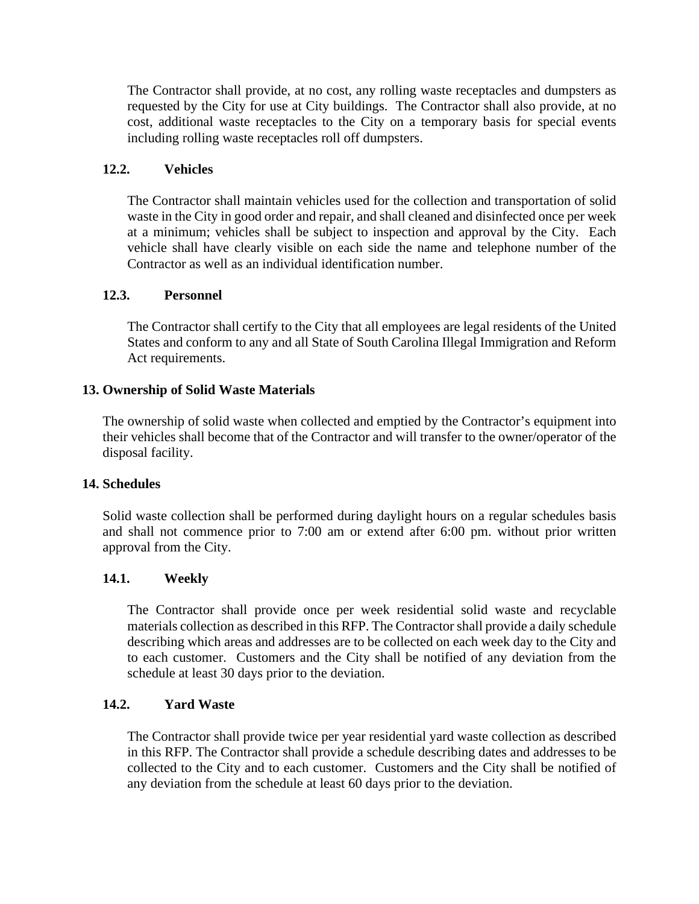The Contractor shall provide, at no cost, any rolling waste receptacles and dumpsters as requested by the City for use at City buildings. The Contractor shall also provide, at no cost, additional waste receptacles to the City on a temporary basis for special events including rolling waste receptacles roll off dumpsters.

### 12.2. Vehicles

The Contractor shall maintain vehicles used for the collection and transportation of solid waste in the City in good order and repair, and shall cleaned and disinfected once per week at a minimum; vehicles shall be subject to inspection and approval by the City. Each vehicle shall have clearly visible on each side the name and telephone number of the Contractor as well as an individual identification number.

### 12.3. Personnel

The Contractor shall certify to the City that all employees are legal residents of the United States and conform to any and all State of South Carolina Illegal Immigration and Reform Act requirements.

## 13. Ownership of Solid Waste Materials

The ownership of solid waste when collected and emptied by the Contractor's equipment into their vehicles shall become that of the Contractor and will transfer to the owner/operator of the disposal facility.

## 14. Schedules

Solid waste collection shall be performed during daylight hours on a regular schedules basis and shall not commence prior to 7:00 am or extend after 6:00 pm. without prior written approval from the City.

### 14.1. Weekly

The Contractor shall provide once per week residential solid waste and recyclable materials collection as described in this RFP. The Contractor shall provide a daily schedule describing which areas and addresses are to be collected on each week day to the City and to each customer. Customers and the City shall be notified of any deviation from the schedule at least 30 days prior to the deviation.

### 14.2. Yard Waste

The Contractor shall provide twice per year residential yard waste collection as described in this RFP. The Contractor shall provide a schedule describing dates and addresses to be collected to the City and to each customer. Customers and the City shall be notified of any deviation from the schedule at least 60 days prior to the deviation.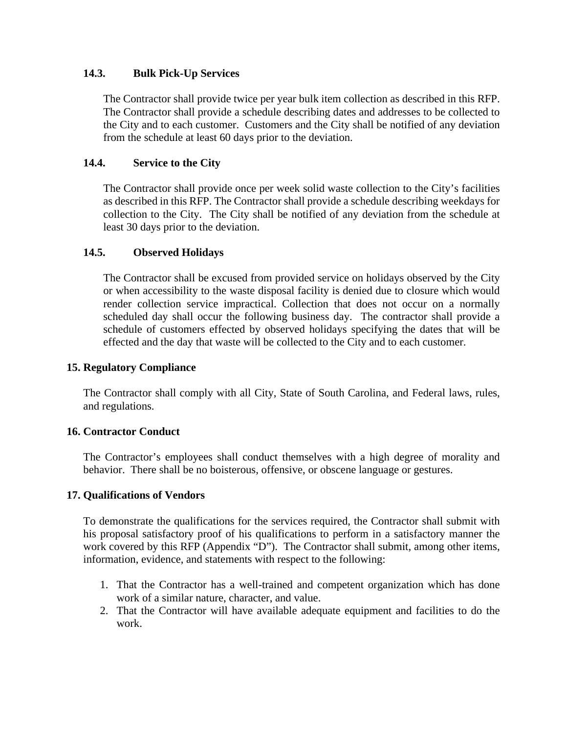### 14.3. Bulk Pick-Up Services

The Contractor shall provide twice per year bulk item collection as described in this RFP. The Contractor shall provide a schedule describing dates and addresses to be collected to the City and to each customer. Customers and the City shall be notified of any deviation from the schedule at least 60 days prior to the deviation.

### 14.4. Service to the City

The Contractor shall provide once per week solid waste collection to the City's facilities as described in this RFP. The Contractor shall provide a schedule describing weekdays for collection to the City. The City shall be notified of any deviation from the schedule at least 30 days prior to the deviation.

### 14.5. Observed Holidays

The Contractor shall be excused from provided service on holidays observed by the City or when accessibility to the waste disposal facility is denied due to closure which would render collection service impractical. Collection that does not occur on a normally scheduled day shall occur the following business day. The contractor shall provide a schedule of customers effected by observed holidays specifying the dates that will be effected and the day that waste will be collected to the City and to each customer.

## 15. Regulatory Compliance

The Contractor shall comply with all City, State of South Carolina, and Federal laws, rules, and regulations.

## 16. Contractor Conduct

The Contractor's employees shall conduct themselves with a high degree of morality and behavior. There shall be no boisterous, offensive, or obscene language or gestures.

## 17. Qualifications of Vendors

To demonstrate the qualifications for the services required, the Contractor shall submit with his proposal satisfactory proof of his qualifications to perform in a satisfactory manner the work covered by this RFP (Appendix "D"). The Contractor shall submit, among other items, information, evidence, and statements with respect to the following:

1. That the Contractor has a well-trained and competent organization which has done work of a similar nature, character, and value.
2. That the Contractor will have available adequate equipment and facilities to do the work.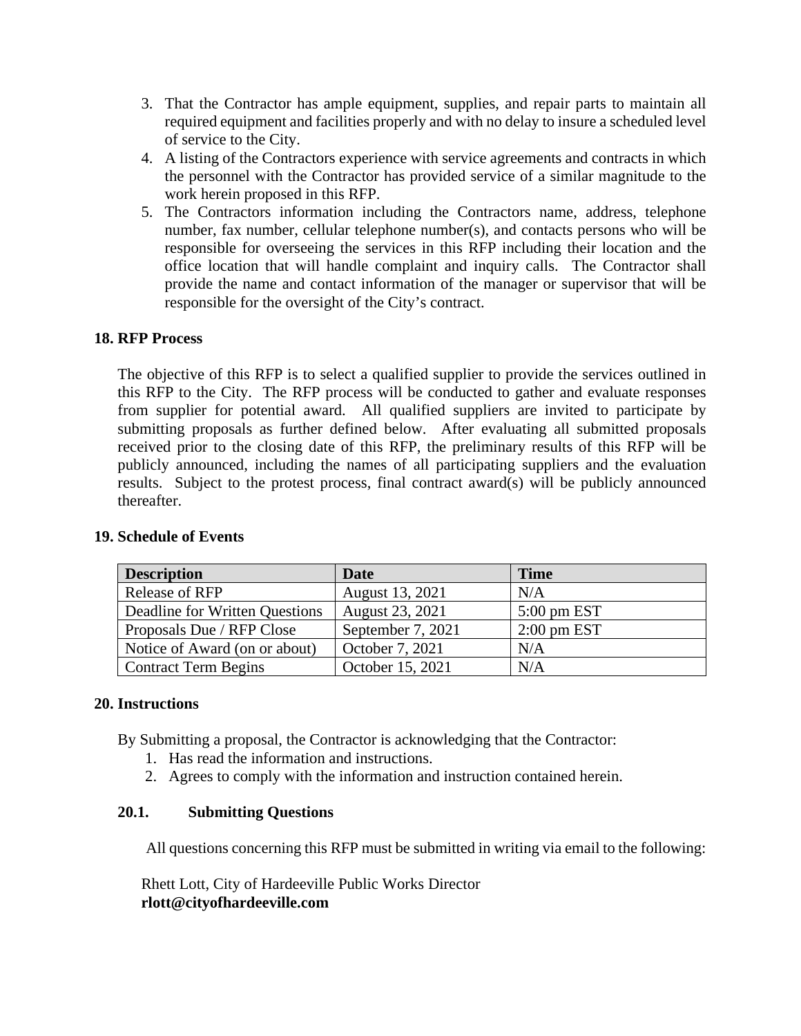3. That the Contractor has ample equipment, supplies, and repair parts to maintain all required equipment and facilities properly and with no delay to insure a scheduled level of service to the City.
4. A listing of the Contractors experience with service agreements and contracts in which the personnel with the Contractor has provided service of a similar magnitude to the work herein proposed in this RFP.
5. The Contractors information including the Contractors name, address, telephone number, fax number, cellular telephone number(s), and contacts persons who will be responsible for overseeing the services in this RFP including their location and the office location that will handle complaint and inquiry calls. The Contractor shall provide the name and contact information of the manager or supervisor that will be responsible for the oversight of the City's contract.

## 18. RFP Process

The objective of this RFP is to select a qualified supplier to provide the services outlined in this RFP to the City. The RFP process will be conducted to gather and evaluate responses from supplier for potential award. All qualified suppliers are invited to participate by submitting proposals as further defined below. After evaluating all submitted proposals received prior to the closing date of this RFP, the preliminary results of this RFP will be publicly announced, including the names of all participating suppliers and the evaluation results. Subject to the protest process, final contract award(s) will be publicly announced thereafter.

## 19. Schedule of Events

| Description | Date | Time |
| --- | --- | --- |
| Release of RFP | August 13, 2021 | N/A |
| Deadline for Written Questions | August 23, 2021 | 5:00 pm EST |
| Proposals Due / RFP Close | September 7, 2021 | 2:00 pm EST |
| Notice of Award (on or about) | October 7, 2021 | N/A |
| Contract Term Begins | October 15, 2021 | N/A |

## 20. Instructions

By Submitting a proposal, the Contractor is acknowledging that the Contractor:

1. Has read the information and instructions.
2. Agrees to comply with the information and instruction contained herein.

### 20.1. Submitting Questions

All questions concerning this RFP must be submitted in writing via email to the following:

Rhett Lott, City of Hardeeville Public Works Director
**rlott@cityofhardeeville.com**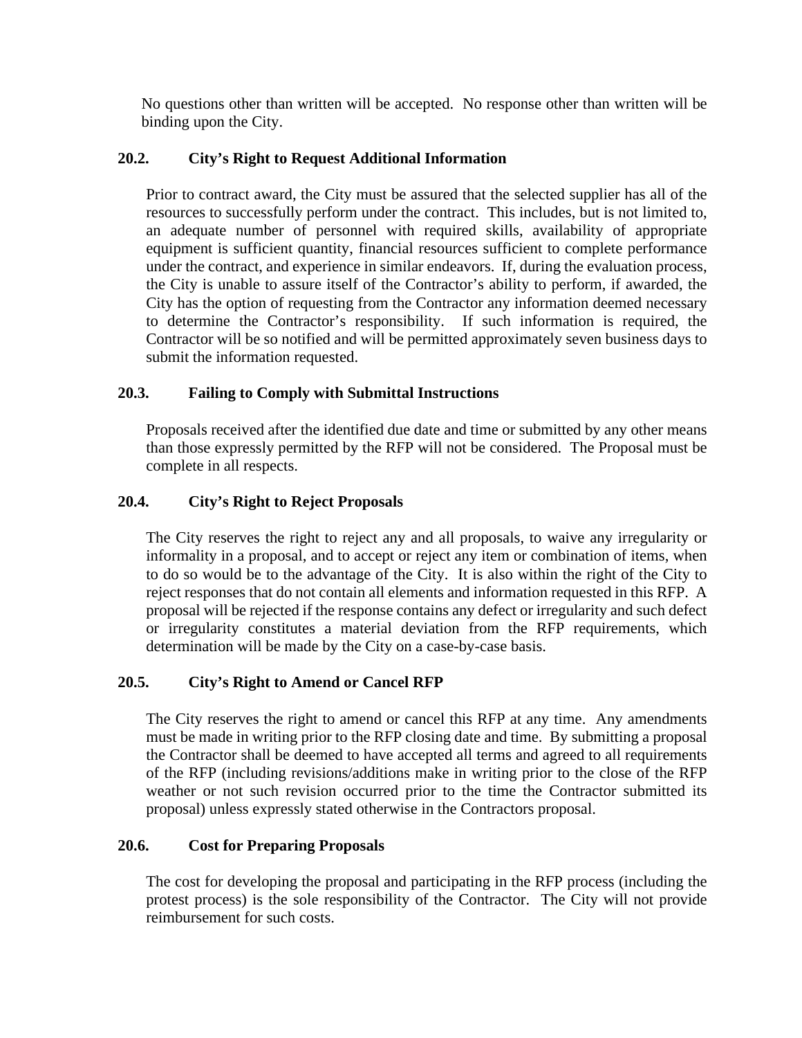No questions other than written will be accepted. No response other than written will be binding upon the City.

### 20.2. City's Right to Request Additional Information

Prior to contract award, the City must be assured that the selected supplier has all of the resources to successfully perform under the contract. This includes, but is not limited to, an adequate number of personnel with required skills, availability of appropriate equipment is sufficient quantity, financial resources sufficient to complete performance under the contract, and experience in similar endeavors. If, during the evaluation process, the City is unable to assure itself of the Contractor's ability to perform, if awarded, the City has the option of requesting from the Contractor any information deemed necessary to determine the Contractor's responsibility. If such information is required, the Contractor will be so notified and will be permitted approximately seven business days to submit the information requested.

### 20.3. Failing to Comply with Submittal Instructions

Proposals received after the identified due date and time or submitted by any other means than those expressly permitted by the RFP will not be considered. The Proposal must be complete in all respects.

### 20.4. City's Right to Reject Proposals

The City reserves the right to reject any and all proposals, to waive any irregularity or informality in a proposal, and to accept or reject any item or combination of items, when to do so would be to the advantage of the City. It is also within the right of the City to reject responses that do not contain all elements and information requested in this RFP. A proposal will be rejected if the response contains any defect or irregularity and such defect or irregularity constitutes a material deviation from the RFP requirements, which determination will be made by the City on a case-by-case basis.

### 20.5. City's Right to Amend or Cancel RFP

The City reserves the right to amend or cancel this RFP at any time. Any amendments must be made in writing prior to the RFP closing date and time. By submitting a proposal the Contractor shall be deemed to have accepted all terms and agreed to all requirements of the RFP (including revisions/additions make in writing prior to the close of the RFP weather or not such revision occurred prior to the time the Contractor submitted its proposal) unless expressly stated otherwise in the Contractors proposal.

### 20.6. Cost for Preparing Proposals

The cost for developing the proposal and participating in the RFP process (including the protest process) is the sole responsibility of the Contractor. The City will not provide reimbursement for such costs.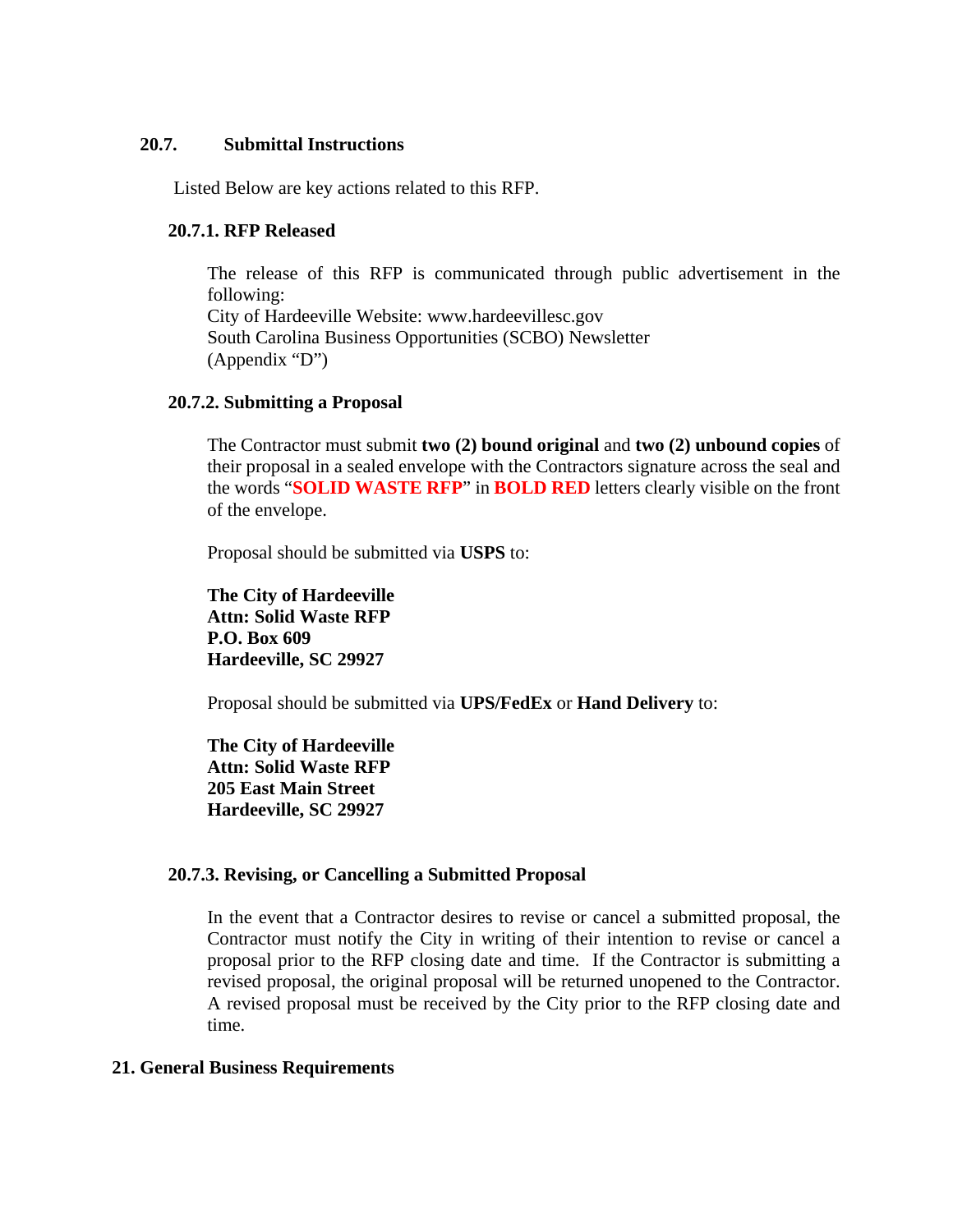### 20.7. Submittal Instructions

Listed Below are key actions related to this RFP.

#### 20.7.1. RFP Released

The release of this RFP is communicated through public advertisement in the following:
City of Hardeeville Website: www.hardeevillesc.gov
South Carolina Business Opportunities (SCBO) Newsletter
(Appendix "D")

#### 20.7.2. Submitting a Proposal

The Contractor must submit **two (2) bound original** and **two (2) unbound copies** of their proposal in a sealed envelope with the Contractors signature across the seal and the words "**SOLID WASTE RFP**" in **BOLD RED** letters clearly visible on the front of the envelope.

Proposal should be submitted via **USPS** to:

**The City of Hardeeville**
**Attn: Solid Waste RFP**
**P.O. Box 609**
**Hardeeville, SC 29927**

Proposal should be submitted via **UPS/FedEx** or **Hand Delivery** to:

**The City of Hardeeville**
**Attn: Solid Waste RFP**
**205 East Main Street**
**Hardeeville, SC 29927**

#### 20.7.3. Revising, or Cancelling a Submitted Proposal

In the event that a Contractor desires to revise or cancel a submitted proposal, the Contractor must notify the City in writing of their intention to revise or cancel a proposal prior to the RFP closing date and time. If the Contractor is submitting a revised proposal, the original proposal will be returned unopened to the Contractor. A revised proposal must be received by the City prior to the RFP closing date and time.

## 21. General Business Requirements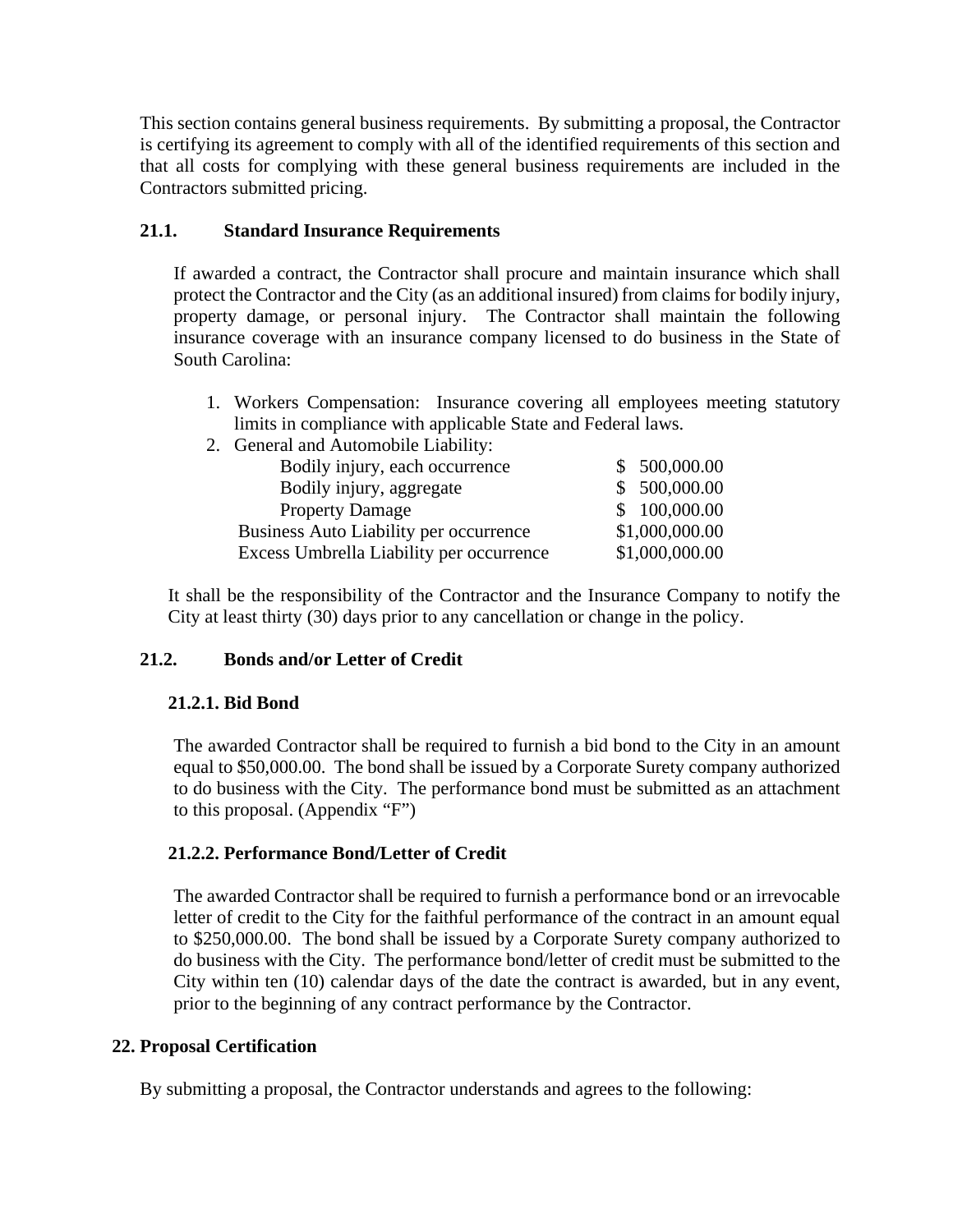This section contains general business requirements. By submitting a proposal, the Contractor is certifying its agreement to comply with all of the identified requirements of this section and that all costs for complying with these general business requirements are included in the Contractors submitted pricing.

### 21.1. Standard Insurance Requirements

If awarded a contract, the Contractor shall procure and maintain insurance which shall protect the Contractor and the City (as an additional insured) from claims for bodily injury, property damage, or personal injury. The Contractor shall maintain the following insurance coverage with an insurance company licensed to do business in the State of South Carolina:

1. Workers Compensation: Insurance covering all employees meeting statutory limits in compliance with applicable State and Federal laws.
2. General and Automobile Liability:

| | |
|---|---|
| Bodily injury, each occurrence | $ 500,000.00 |
| Bodily injury, aggregate | $ 500,000.00 |
| Property Damage | $ 100,000.00 |
| Business Auto Liability per occurrence | $1,000,000.00 |
| Excess Umbrella Liability per occurrence | $1,000,000.00 |

It shall be the responsibility of the Contractor and the Insurance Company to notify the City at least thirty (30) days prior to any cancellation or change in the policy.

### 21.2. Bonds and/or Letter of Credit

#### 21.2.1. Bid Bond

The awarded Contractor shall be required to furnish a bid bond to the City in an amount equal to $50,000.00. The bond shall be issued by a Corporate Surety company authorized to do business with the City. The performance bond must be submitted as an attachment to this proposal. (Appendix "F")

#### 21.2.2. Performance Bond/Letter of Credit

The awarded Contractor shall be required to furnish a performance bond or an irrevocable letter of credit to the City for the faithful performance of the contract in an amount equal to $250,000.00. The bond shall be issued by a Corporate Surety company authorized to do business with the City. The performance bond/letter of credit must be submitted to the City within ten (10) calendar days of the date the contract is awarded, but in any event, prior to the beginning of any contract performance by the Contractor.

## 22. Proposal Certification

By submitting a proposal, the Contractor understands and agrees to the following: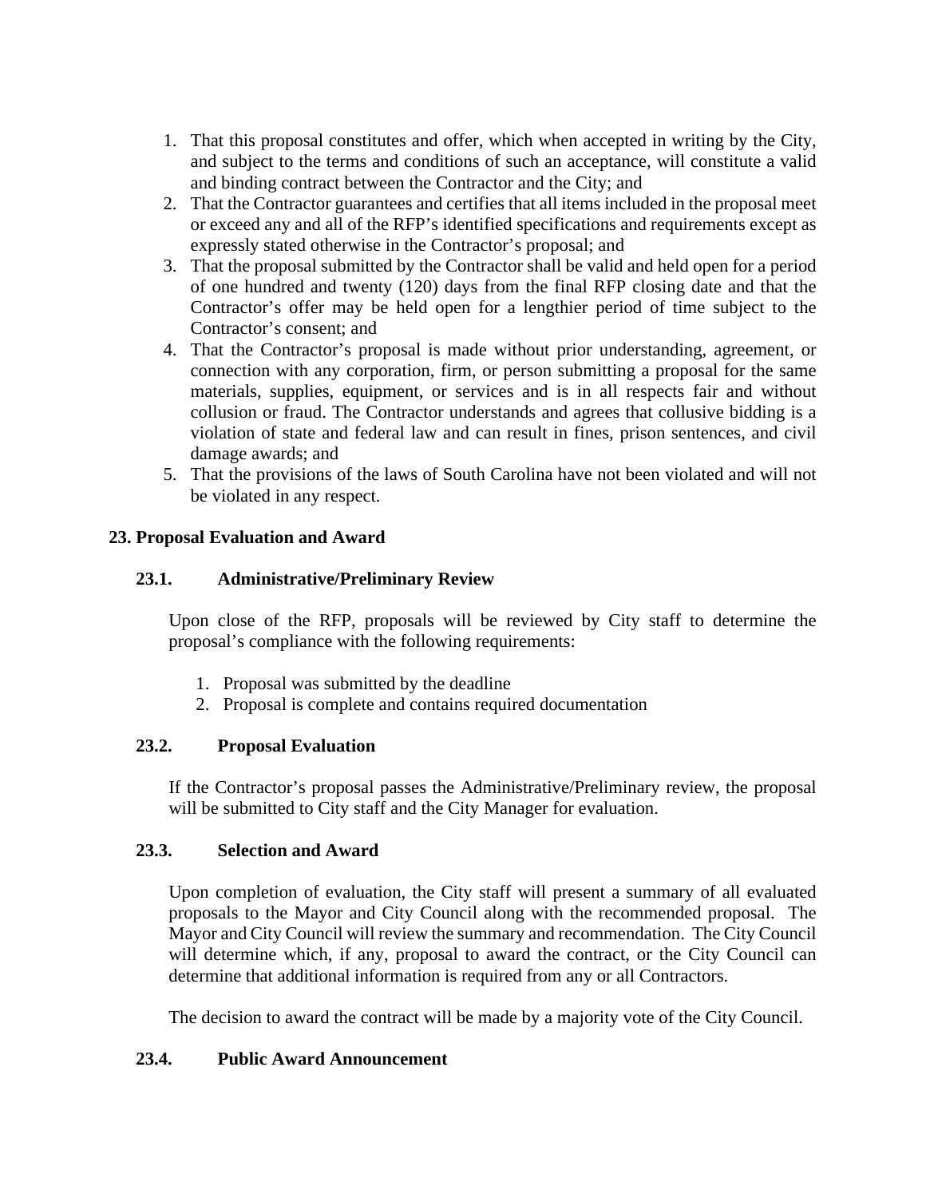1. That this proposal constitutes and offer, which when accepted in writing by the City, and subject to the terms and conditions of such an acceptance, will constitute a valid and binding contract between the Contractor and the City; and
2. That the Contractor guarantees and certifies that all items included in the proposal meet or exceed any and all of the RFP's identified specifications and requirements except as expressly stated otherwise in the Contractor's proposal; and
3. That the proposal submitted by the Contractor shall be valid and held open for a period of one hundred and twenty (120) days from the final RFP closing date and that the Contractor's offer may be held open for a lengthier period of time subject to the Contractor's consent; and
4. That the Contractor's proposal is made without prior understanding, agreement, or connection with any corporation, firm, or person submitting a proposal for the same materials, supplies, equipment, or services and is in all respects fair and without collusion or fraud. The Contractor understands and agrees that collusive bidding is a violation of state and federal law and can result in fines, prison sentences, and civil damage awards; and
5. That the provisions of the laws of South Carolina have not been violated and will not be violated in any respect.

## 23. Proposal Evaluation and Award

### 23.1. Administrative/Preliminary Review

Upon close of the RFP, proposals will be reviewed by City staff to determine the proposal's compliance with the following requirements:

1. Proposal was submitted by the deadline
2. Proposal is complete and contains required documentation

### 23.2. Proposal Evaluation

If the Contractor's proposal passes the Administrative/Preliminary review, the proposal will be submitted to City staff and the City Manager for evaluation.

### 23.3. Selection and Award

Upon completion of evaluation, the City staff will present a summary of all evaluated proposals to the Mayor and City Council along with the recommended proposal. The Mayor and City Council will review the summary and recommendation. The City Council will determine which, if any, proposal to award the contract, or the City Council can determine that additional information is required from any or all Contractors.

The decision to award the contract will be made by a majority vote of the City Council.

### 23.4. Public Award Announcement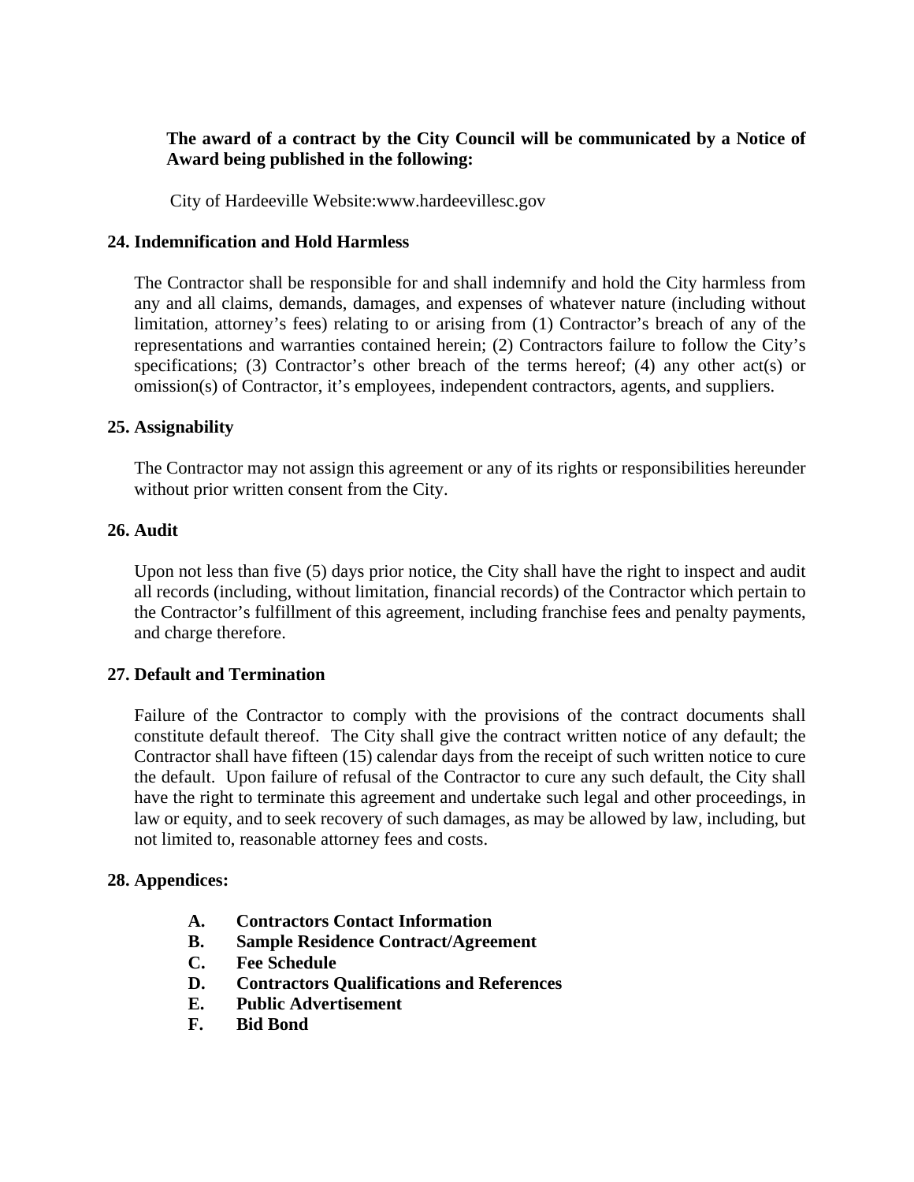**The award of a contract by the City Council will be communicated by a Notice of Award being published in the following:**

City of Hardeeville Website:www.hardeevillesc.gov

## 24. Indemnification and Hold Harmless

The Contractor shall be responsible for and shall indemnify and hold the City harmless from any and all claims, demands, damages, and expenses of whatever nature (including without limitation, attorney's fees) relating to or arising from (1) Contractor's breach of any of the representations and warranties contained herein; (2) Contractors failure to follow the City's specifications; (3) Contractor's other breach of the terms hereof; (4) any other act(s) or omission(s) of Contractor, it's employees, independent contractors, agents, and suppliers.

## 25. Assignability

The Contractor may not assign this agreement or any of its rights or responsibilities hereunder without prior written consent from the City.

## 26. Audit

Upon not less than five (5) days prior notice, the City shall have the right to inspect and audit all records (including, without limitation, financial records) of the Contractor which pertain to the Contractor's fulfillment of this agreement, including franchise fees and penalty payments, and charge therefore.

## 27. Default and Termination

Failure of the Contractor to comply with the provisions of the contract documents shall constitute default thereof. The City shall give the contract written notice of any default; the Contractor shall have fifteen (15) calendar days from the receipt of such written notice to cure the default. Upon failure of refusal of the Contractor to cure any such default, the City shall have the right to terminate this agreement and undertake such legal and other proceedings, in law or equity, and to seek recovery of such damages, as may be allowed by law, including, but not limited to, reasonable attorney fees and costs.

## 28. Appendices:

- **A. Contractors Contact Information**
- **B. Sample Residence Contract/Agreement**
- **C. Fee Schedule**
- **D. Contractors Qualifications and References**
- **E. Public Advertisement**
- **F. Bid Bond**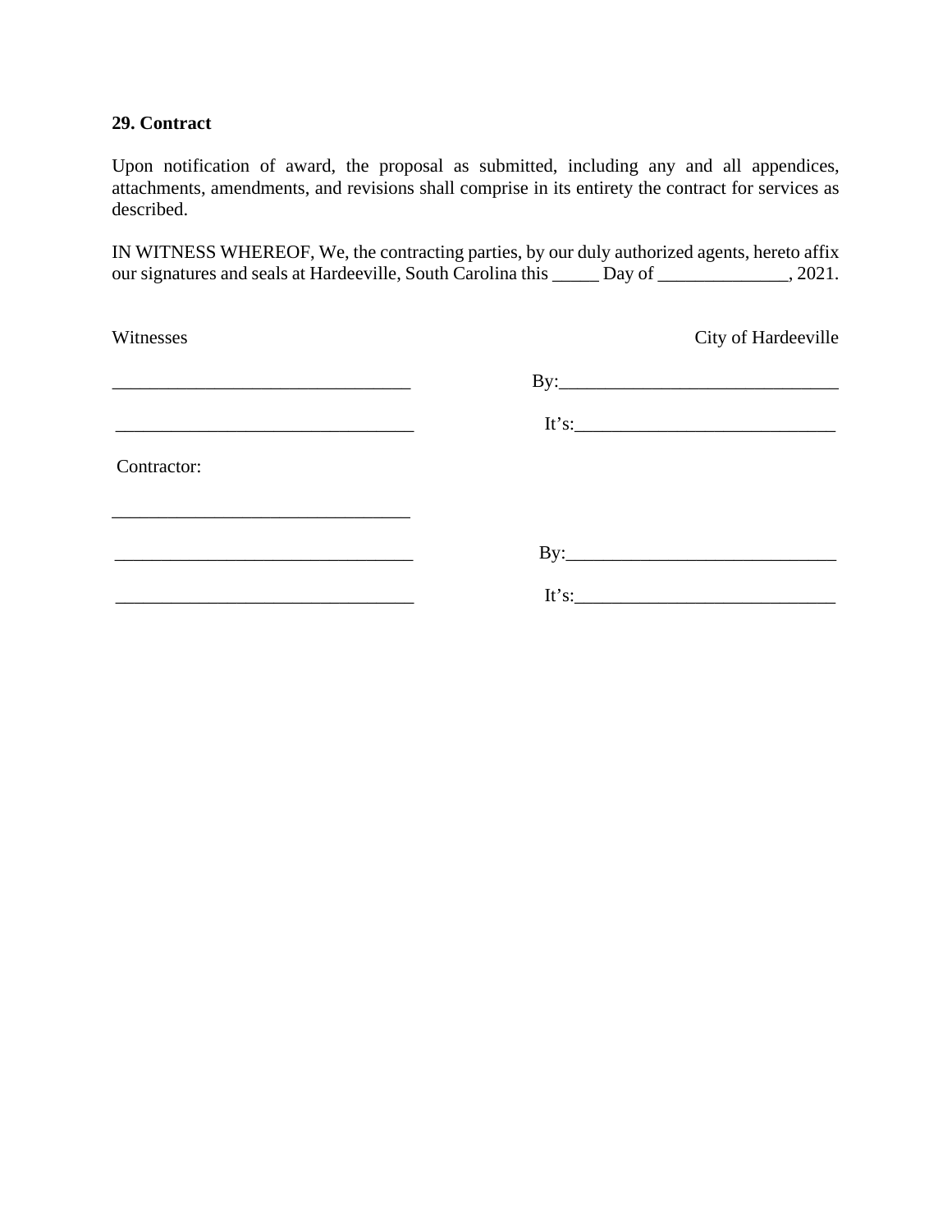**29. Contract**

Upon notification of award, the proposal as submitted, including any and all appendices, attachments, amendments, and revisions shall comprise in its entirety the contract for services as described.

IN WITNESS WHEREOF, We, the contracting parties, by our duly authorized agents, hereto affix our signatures and seals at Hardeeville, South Carolina this _____ Day of ______________, 2021.

Witnesses                                                                                    City of Hardeeville

________________________________                    By:______________________________

________________________________                    It's:____________________________

Contractor:

________________________________

________________________________                    By:_____________________________

________________________________                    It's:____________________________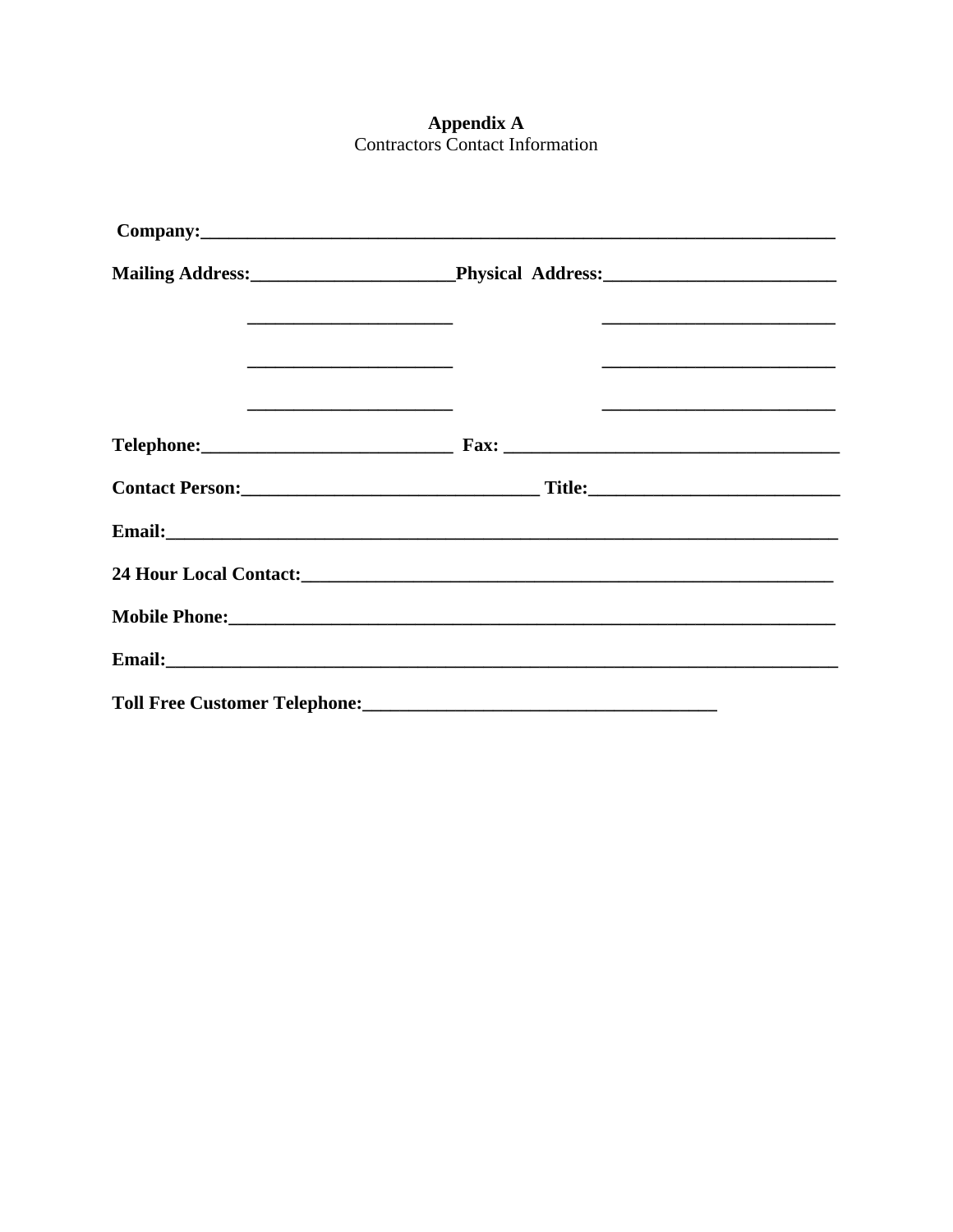**Appendix A**

Contractors Contact Information

**Company:**______________________________________________________________________

**Mailing Address:**______________________**Physical Address:**_________________________

______________________ _________________________

______________________ _________________________

______________________ _________________________

**Telephone:**___________________________ **Fax:** ____________________________________

**Contact Person:**_______________________________ **Title:**___________________________

**Email:**_________________________________________________________________________

**24 Hour Local Contact:**_________________________________________________________

**Mobile Phone:**__________________________________________________________________

**Email:**_________________________________________________________________________

**Toll Free Customer Telephone:**______________________________________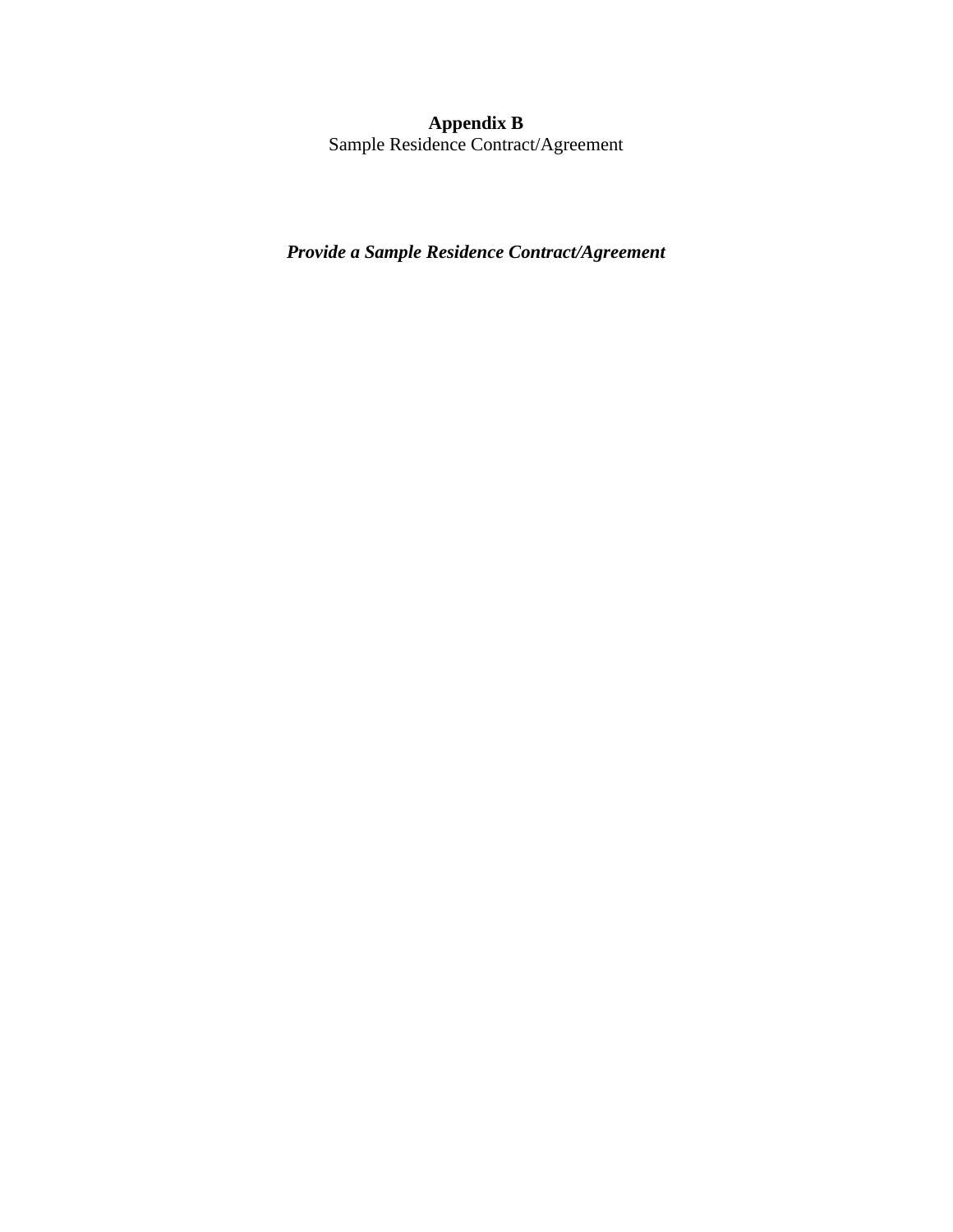# **Appendix B**

Sample Residence Contract/Agreement

***Provide a Sample Residence Contract/Agreement***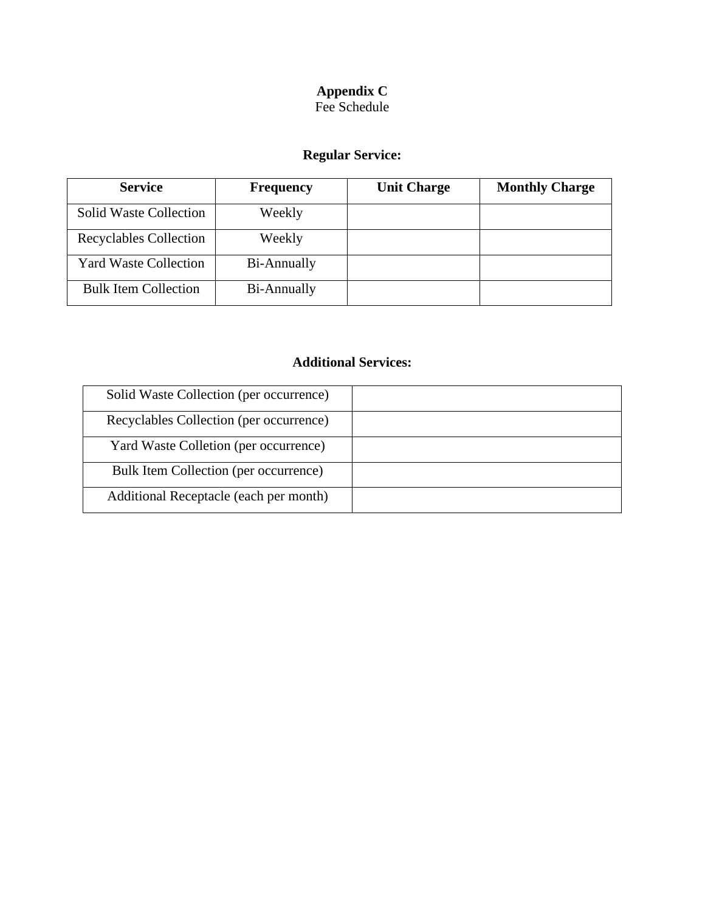**Appendix C**
Fee Schedule

**Regular Service:**

| Service | Frequency | Unit Charge | Monthly Charge |
| --- | --- | --- | --- |
| Solid Waste Collection | Weekly | | |
| Recyclables Collection | Weekly | | |
| Yard Waste Collection | Bi-Annually | | |
| Bulk Item Collection | Bi-Annually | | |

**Additional Services:**

| | |
| --- | --- |
| Solid Waste Collection (per occurrence) | |
| Recyclables Collection (per occurrence) | |
| Yard Waste Colletion (per occurrence) | |
| Bulk Item Collection (per occurrence) | |
| Additional Receptacle (each per month) | |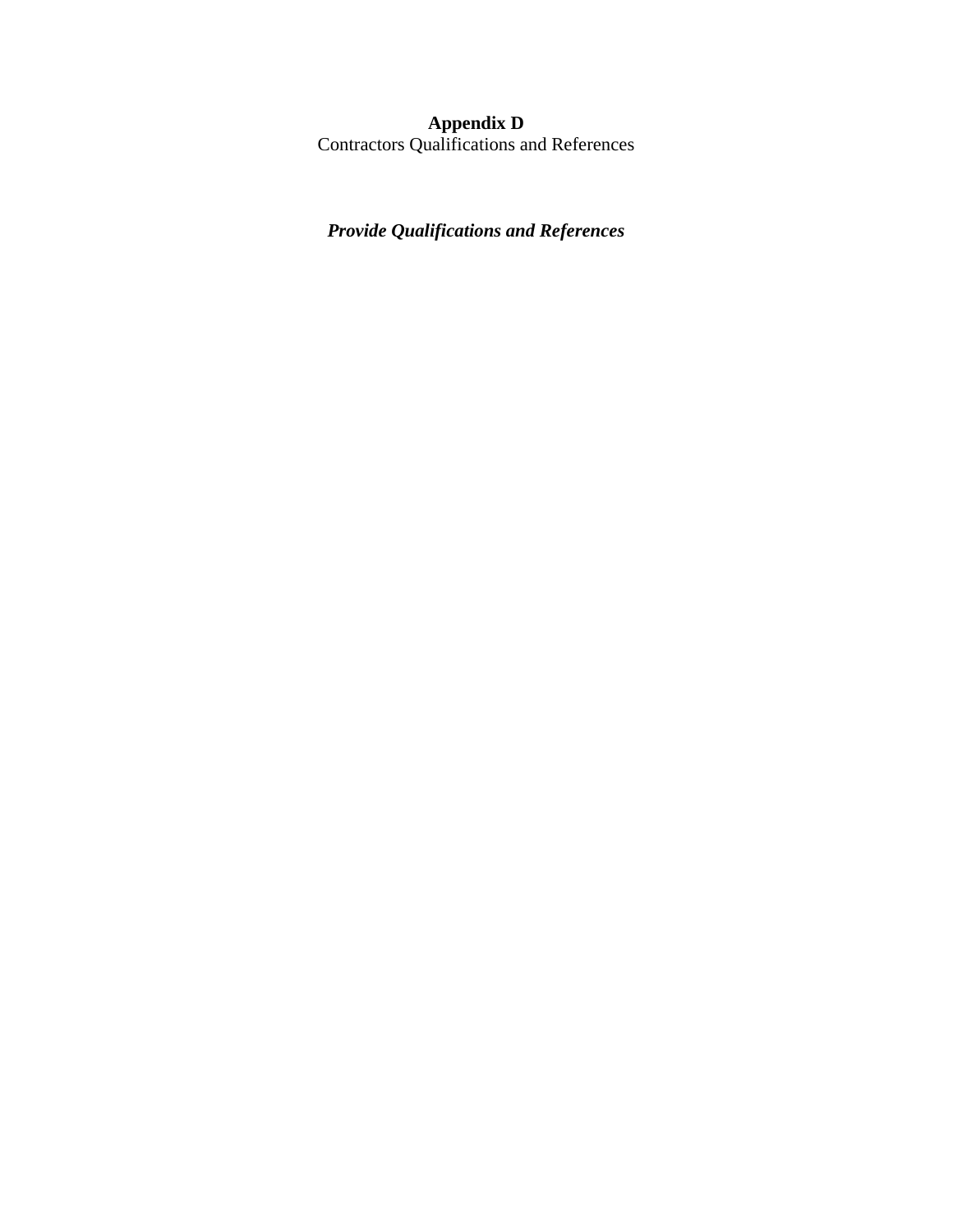# Appendix D

Contractors Qualifications and References

***Provide Qualifications and References***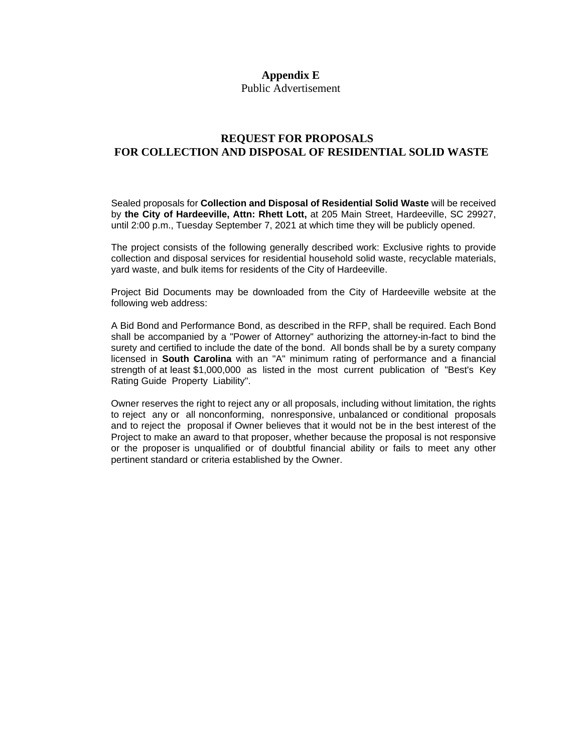**Appendix E**

Public Advertisement

# REQUEST FOR PROPOSALS
# FOR COLLECTION AND DISPOSAL OF RESIDENTIAL SOLID WASTE

Sealed proposals for **Collection and Disposal of Residential Solid Waste** will be received by **the City of Hardeeville, Attn: Rhett Lott,** at 205 Main Street, Hardeeville, SC 29927, until 2:00 p.m., Tuesday September 7, 2021 at which time they will be publicly opened.

The project consists of the following generally described work: Exclusive rights to provide collection and disposal services for residential household solid waste, recyclable materials, yard waste, and bulk items for residents of the City of Hardeeville.

Project Bid Documents may be downloaded from the City of Hardeeville website at the following web address:

A Bid Bond and Performance Bond, as described in the RFP, shall be required. Each Bond shall be accompanied by a "Power of Attorney" authorizing the attorney-in-fact to bind the surety and certified to include the date of the bond. All bonds shall be by a surety company licensed in **South Carolina** with an "A" minimum rating of performance and a financial strength of at least $1,000,000 as listed in the most current publication of "Best's Key Rating Guide Property Liability".

Owner reserves the right to reject any or all proposals, including without limitation, the rights to reject any or all nonconforming, nonresponsive, unbalanced or conditional proposals and to reject the proposal if Owner believes that it would not be in the best interest of the Project to make an award to that proposer, whether because the proposal is not responsive or the proposer is unqualified or of doubtful financial ability or fails to meet any other pertinent standard or criteria established by the Owner.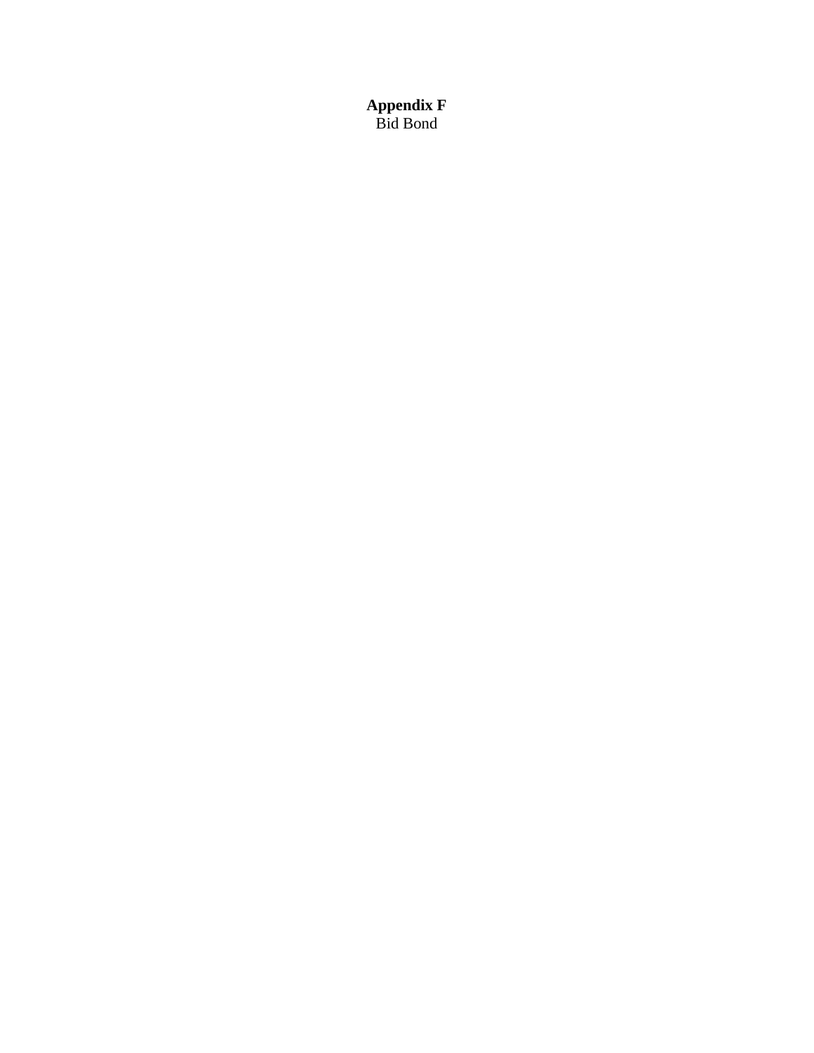**Appendix F**
Bid Bond